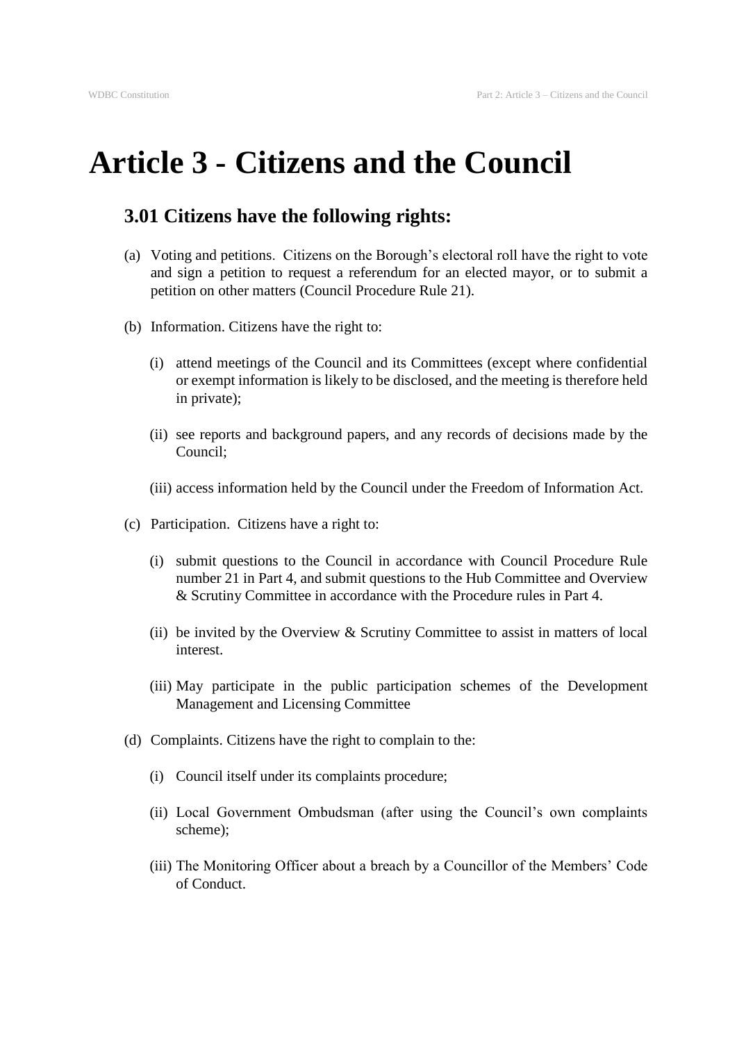# Article 3 - Citizens and the Council

## 3.01 Citizens have the following rights:

(a) Voting and petitions. Citizens on the Borough's electoral roll have the right to vote and sign a petition to request a referendum for an elected mayor, or to submit a petition on other matters (Council Procedure Rule 21).

(b) Information. Citizens have the right to:

   (i) attend meetings of the Council and its Committees (except where confidential or exempt information is likely to be disclosed, and the meeting is therefore held in private);

   (ii) see reports and background papers, and any records of decisions made by the Council;

   (iii) access information held by the Council under the Freedom of Information Act.

(c) Participation. Citizens have a right to:

   (i) submit questions to the Council in accordance with Council Procedure Rule number 21 in Part 4, and submit questions to the Hub Committee and Overview & Scrutiny Committee in accordance with the Procedure rules in Part 4.

   (ii) be invited by the Overview & Scrutiny Committee to assist in matters of local interest.

   (iii) May participate in the public participation schemes of the Development Management and Licensing Committee

(d) Complaints. Citizens have the right to complain to the:

   (i) Council itself under its complaints procedure;

   (ii) Local Government Ombudsman (after using the Council's own complaints scheme);

   (iii) The Monitoring Officer about a breach by a Councillor of the Members' Code of Conduct.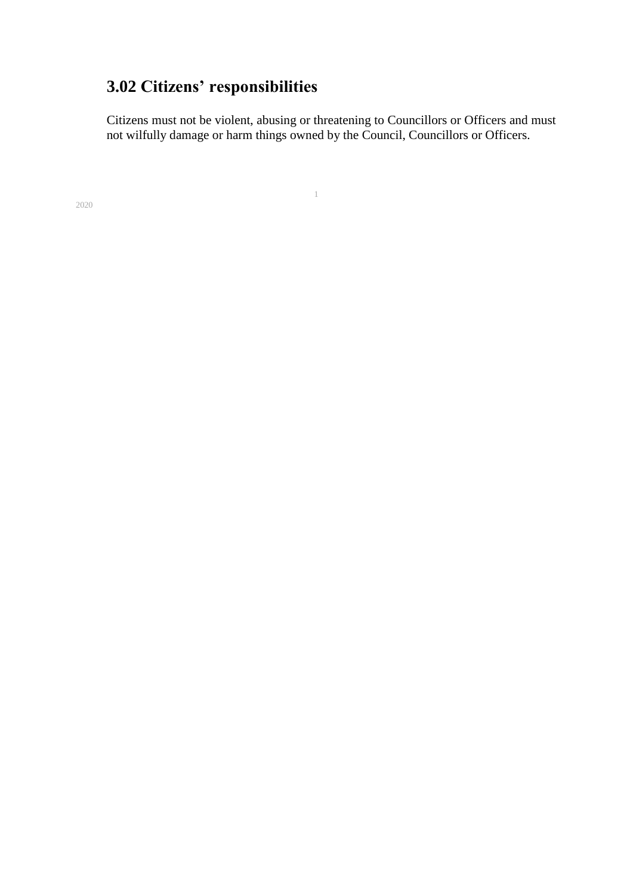## 3.02 Citizens' responsibilities

Citizens must not be violent, abusing or threatening to Councillors or Officers and must not wilfully damage or harm things owned by the Council, Councillors or Officers.